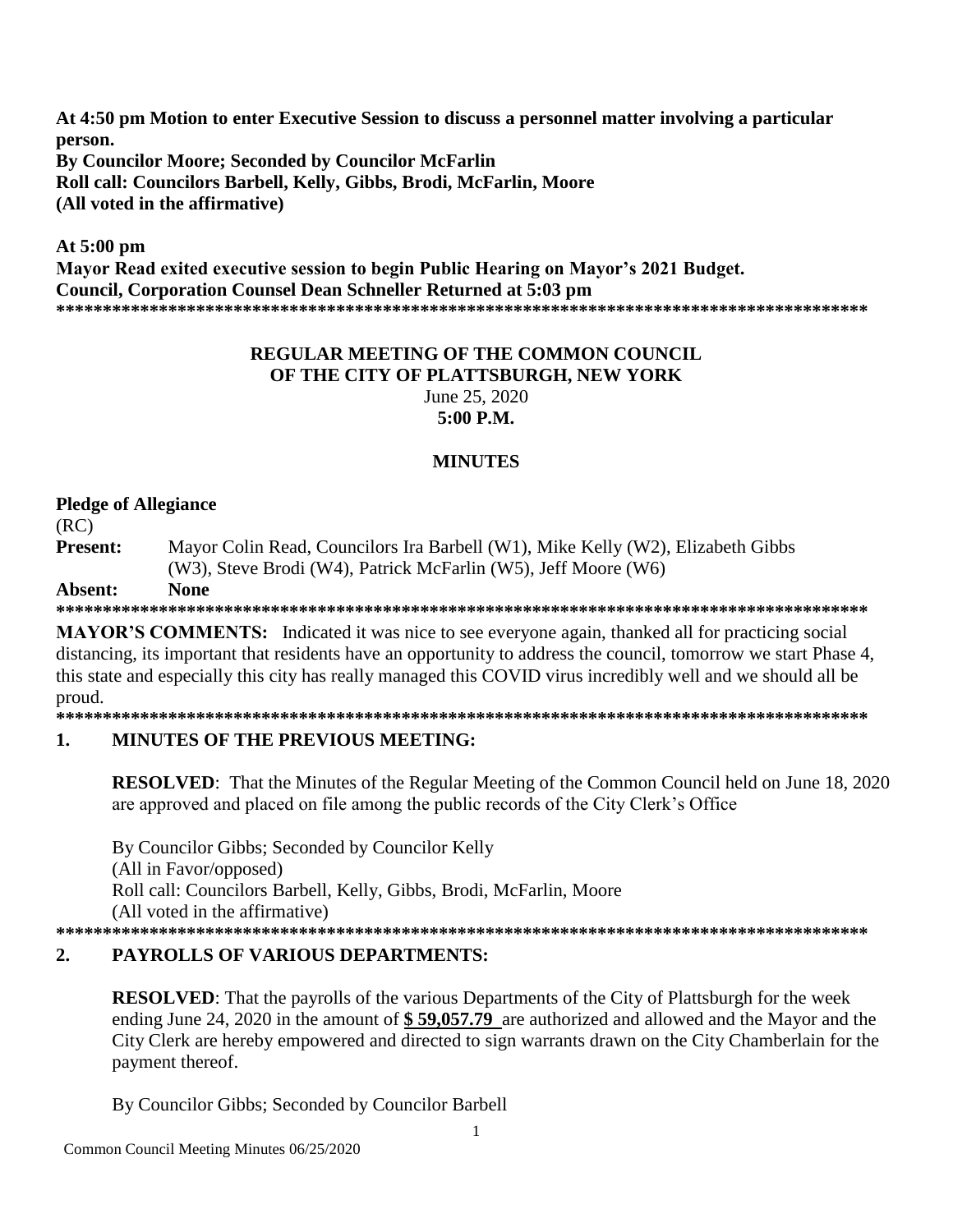**At 4:50 pm Motion to enter Executive Session to discuss a personnel matter involving a particular person.**
**By Councilor Moore; Seconded by Councilor McFarlin**
**Roll call: Councilors Barbell, Kelly, Gibbs, Brodi, McFarlin, Moore**
**(All voted in the affirmative)**

**At 5:00 pm**
**Mayor Read exited executive session to begin Public Hearing on Mayor's 2021 Budget.**
**Council, Corporation Counsel Dean Schneller Returned at 5:03 pm**

**********************************************************************************************

# REGULAR MEETING OF THE COMMON COUNCIL OF THE CITY OF PLATTSBURGH, NEW YORK

June 25, 2020
**5:00 P.M.**

## MINUTES

**Pledge of Allegiance**
(RC)

**Present:** Mayor Colin Read, Councilors Ira Barbell (W1), Mike Kelly (W2), Elizabeth Gibbs (W3), Steve Brodi (W4), Patrick McFarlin (W5), Jeff Moore (W6)

**Absent:** **None**

**********************************************************************************************

**MAYOR'S COMMENTS:** Indicated it was nice to see everyone again, thanked all for practicing social distancing, its important that residents have an opportunity to address the council, tomorrow we start Phase 4, this state and especially this city has really managed this COVID virus incredibly well and we should all be proud.

**********************************************************************************************

## 1. MINUTES OF THE PREVIOUS MEETING:

**RESOLVED**: That the Minutes of the Regular Meeting of the Common Council held on June 18, 2020 are approved and placed on file among the public records of the City Clerk's Office

By Councilor Gibbs; Seconded by Councilor Kelly
(All in Favor/opposed)
Roll call: Councilors Barbell, Kelly, Gibbs, Brodi, McFarlin, Moore
(All voted in the affirmative)

**********************************************************************************************

## 2. PAYROLLS OF VARIOUS DEPARTMENTS:

**RESOLVED**: That the payrolls of the various Departments of the City of Plattsburgh for the week ending June 24, 2020 in the amount of **$ 59,057.79** are authorized and allowed and the Mayor and the City Clerk are hereby empowered and directed to sign warrants drawn on the City Chamberlain for the payment thereof.

By Councilor Gibbs; Seconded by Councilor Barbell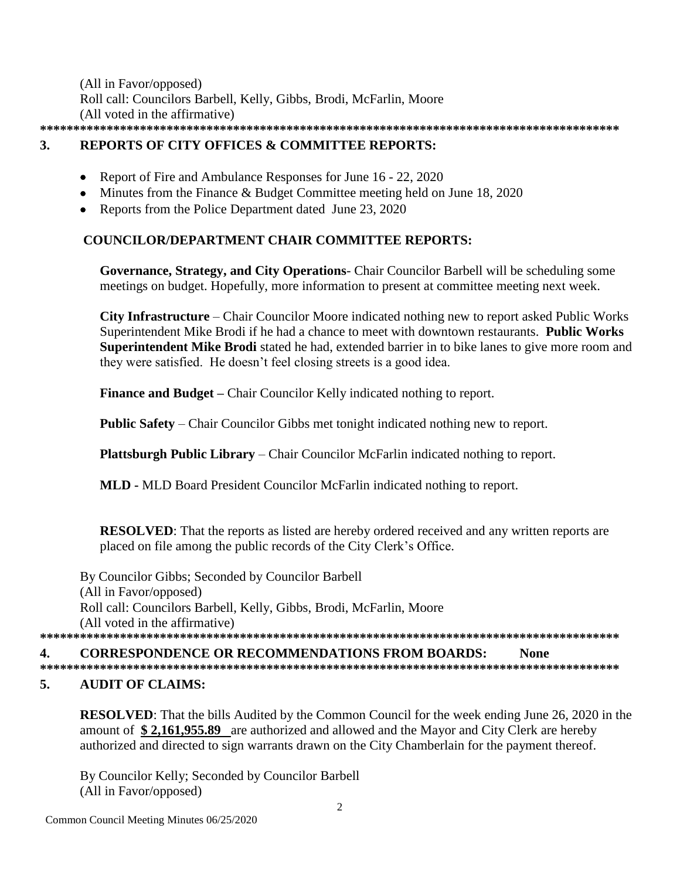(All in Favor/opposed)
Roll call: Councilors Barbell, Kelly, Gibbs, Brodi, McFarlin, Moore
(All voted in the affirmative)

*****************************************************************************************

## 3. REPORTS OF CITY OFFICES & COMMITTEE REPORTS:

- Report of Fire and Ambulance Responses for June 16 - 22, 2020
- Minutes from the Finance & Budget Committee meeting held on June 18, 2020
- Reports from the Police Department dated June 23, 2020

### COUNCILOR/DEPARTMENT CHAIR COMMITTEE REPORTS:

**Governance, Strategy, and City Operations**- Chair Councilor Barbell will be scheduling some meetings on budget. Hopefully, more information to present at committee meeting next week.

**City Infrastructure** – Chair Councilor Moore indicated nothing new to report asked Public Works Superintendent Mike Brodi if he had a chance to meet with downtown restaurants. **Public Works Superintendent Mike Brodi** stated he had, extended barrier in to bike lanes to give more room and they were satisfied. He doesn't feel closing streets is a good idea.

**Finance and Budget –** Chair Councilor Kelly indicated nothing to report.

**Public Safety** – Chair Councilor Gibbs met tonight indicated nothing new to report.

**Plattsburgh Public Library** – Chair Councilor McFarlin indicated nothing to report.

**MLD -** MLD Board President Councilor McFarlin indicated nothing to report.

**RESOLVED**: That the reports as listed are hereby ordered received and any written reports are placed on file among the public records of the City Clerk's Office.

By Councilor Gibbs; Seconded by Councilor Barbell
(All in Favor/opposed)
Roll call: Councilors Barbell, Kelly, Gibbs, Brodi, McFarlin, Moore
(All voted in the affirmative)

*****************************************************************************************

## 4. CORRESPONDENCE OR RECOMMENDATIONS FROM BOARDS: None

*****************************************************************************************

## 5. AUDIT OF CLAIMS:

**RESOLVED**: That the bills Audited by the Common Council for the week ending June 26, 2020 in the amount of **$ 2,161,955.89** are authorized and allowed and the Mayor and City Clerk are hereby authorized and directed to sign warrants drawn on the City Chamberlain for the payment thereof.

By Councilor Kelly; Seconded by Councilor Barbell
(All in Favor/opposed)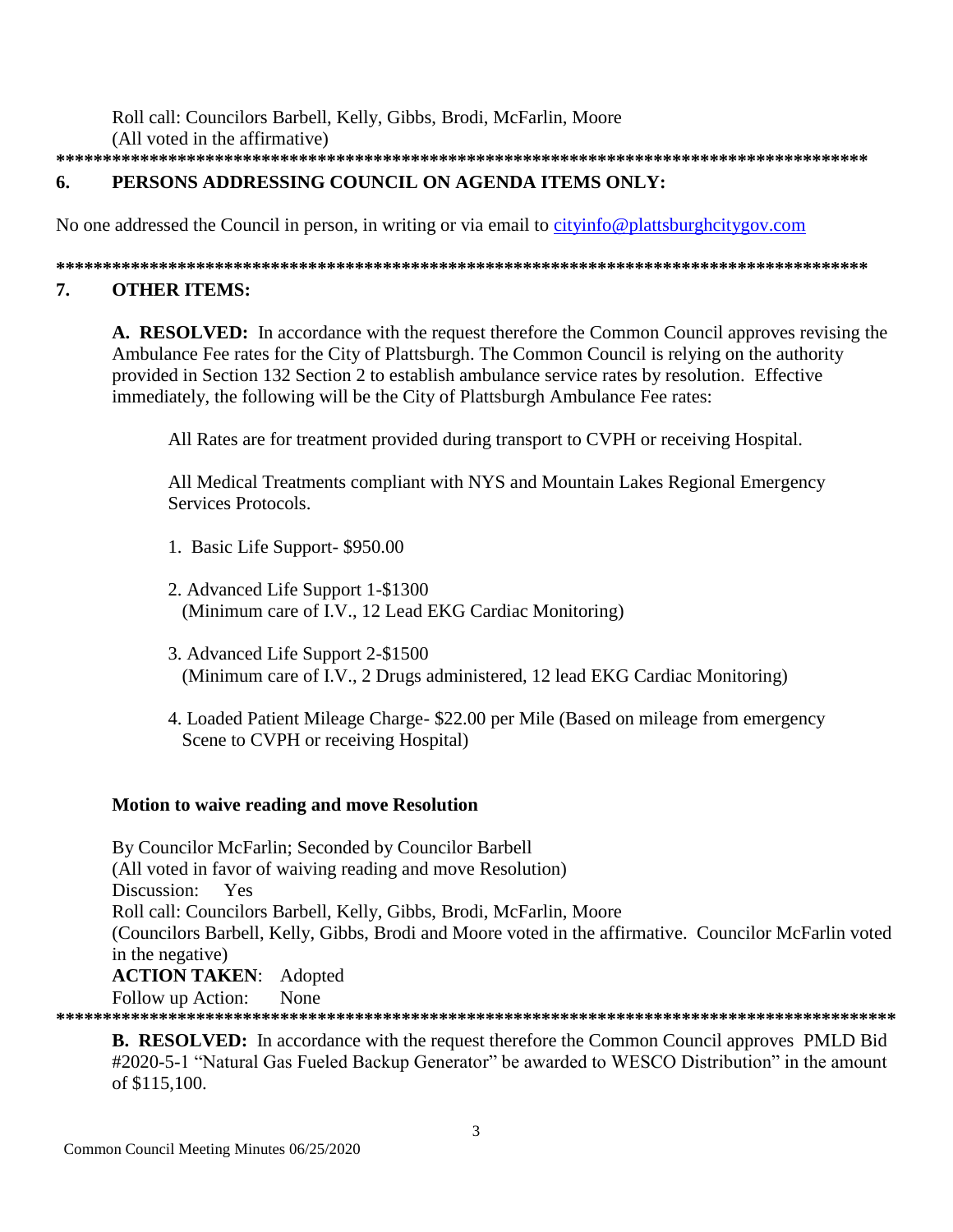Roll call: Councilors Barbell, Kelly, Gibbs, Brodi, McFarlin, Moore
(All voted in the affirmative)

*******************************************************************************************

## 6. PERSONS ADDRESSING COUNCIL ON AGENDA ITEMS ONLY:

No one addressed the Council in person, in writing or via email to cityinfo@plattsburghcitygov.com

*******************************************************************************************

## 7. OTHER ITEMS:

**A. RESOLVED:** In accordance with the request therefore the Common Council approves revising the Ambulance Fee rates for the City of Plattsburgh. The Common Council is relying on the authority provided in Section 132 Section 2 to establish ambulance service rates by resolution. Effective immediately, the following will be the City of Plattsburgh Ambulance Fee rates:

All Rates are for treatment provided during transport to CVPH or receiving Hospital.

All Medical Treatments compliant with NYS and Mountain Lakes Regional Emergency Services Protocols.

1. Basic Life Support- $950.00
2. Advanced Life Support 1-$1300
   (Minimum care of I.V., 12 Lead EKG Cardiac Monitoring)
3. Advanced Life Support 2-$1500
   (Minimum care of I.V., 2 Drugs administered, 12 lead EKG Cardiac Monitoring)
4. Loaded Patient Mileage Charge- $22.00 per Mile (Based on mileage from emergency Scene to CVPH or receiving Hospital)

**Motion to waive reading and move Resolution**

By Councilor McFarlin; Seconded by Councilor Barbell
(All voted in favor of waiving reading and move Resolution)
Discussion: Yes
Roll call: Councilors Barbell, Kelly, Gibbs, Brodi, McFarlin, Moore
(Councilors Barbell, Kelly, Gibbs, Brodi and Moore voted in the affirmative. Councilor McFarlin voted in the negative)
**ACTION TAKEN**: Adopted
Follow up Action: None

*******************************************************************************************

**B. RESOLVED:** In accordance with the request therefore the Common Council approves PMLD Bid #2020-5-1 "Natural Gas Fueled Backup Generator" be awarded to WESCO Distribution" in the amount of $115,100.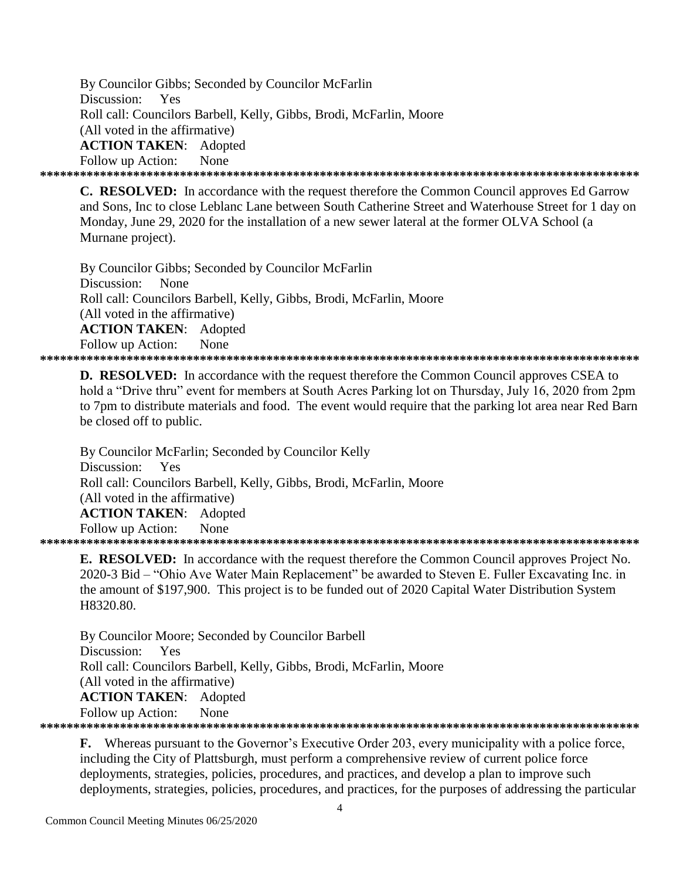By Councilor Gibbs; Seconded by Councilor McFarlin
Discussion: Yes
Roll call: Councilors Barbell, Kelly, Gibbs, Brodi, McFarlin, Moore
(All voted in the affirmative)
**ACTION TAKEN**: Adopted
Follow up Action: None

******************************************************************************************

**C. RESOLVED:** In accordance with the request therefore the Common Council approves Ed Garrow and Sons, Inc to close Leblanc Lane between South Catherine Street and Waterhouse Street for 1 day on Monday, June 29, 2020 for the installation of a new sewer lateral at the former OLVA School (a Murnane project).

By Councilor Gibbs; Seconded by Councilor McFarlin
Discussion: None
Roll call: Councilors Barbell, Kelly, Gibbs, Brodi, McFarlin, Moore
(All voted in the affirmative)
**ACTION TAKEN**: Adopted
Follow up Action: None

******************************************************************************************

**D. RESOLVED:** In accordance with the request therefore the Common Council approves CSEA to hold a "Drive thru" event for members at South Acres Parking lot on Thursday, July 16, 2020 from 2pm to 7pm to distribute materials and food. The event would require that the parking lot area near Red Barn be closed off to public.

By Councilor McFarlin; Seconded by Councilor Kelly
Discussion: Yes
Roll call: Councilors Barbell, Kelly, Gibbs, Brodi, McFarlin, Moore
(All voted in the affirmative)
**ACTION TAKEN**: Adopted
Follow up Action: None

******************************************************************************************

**E. RESOLVED:** In accordance with the request therefore the Common Council approves Project No. 2020-3 Bid – "Ohio Ave Water Main Replacement" be awarded to Steven E. Fuller Excavating Inc. in the amount of $197,900. This project is to be funded out of 2020 Capital Water Distribution System H8320.80.

By Councilor Moore; Seconded by Councilor Barbell
Discussion: Yes
Roll call: Councilors Barbell, Kelly, Gibbs, Brodi, McFarlin, Moore
(All voted in the affirmative)
**ACTION TAKEN**: Adopted
Follow up Action: None

******************************************************************************************

**F.** Whereas pursuant to the Governor's Executive Order 203, every municipality with a police force, including the City of Plattsburgh, must perform a comprehensive review of current police force deployments, strategies, policies, procedures, and practices, and develop a plan to improve such deployments, strategies, policies, procedures, and practices, for the purposes of addressing the particular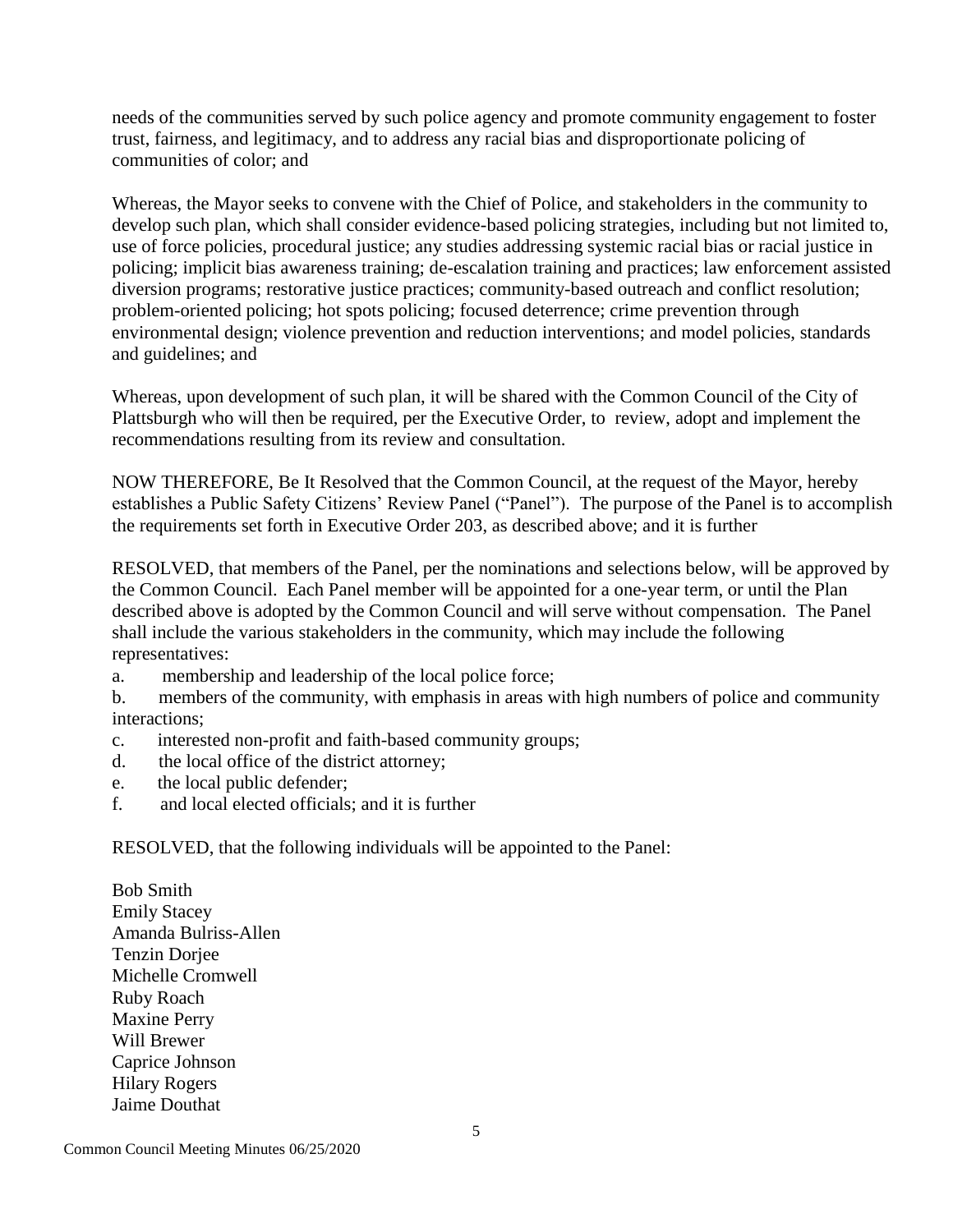needs of the communities served by such police agency and promote community engagement to foster trust, fairness, and legitimacy, and to address any racial bias and disproportionate policing of communities of color; and

Whereas, the Mayor seeks to convene with the Chief of Police, and stakeholders in the community to develop such plan, which shall consider evidence-based policing strategies, including but not limited to, use of force policies, procedural justice; any studies addressing systemic racial bias or racial justice in policing; implicit bias awareness training; de-escalation training and practices; law enforcement assisted diversion programs; restorative justice practices; community-based outreach and conflict resolution; problem-oriented policing; hot spots policing; focused deterrence; crime prevention through environmental design; violence prevention and reduction interventions; and model policies, standards and guidelines; and

Whereas, upon development of such plan, it will be shared with the Common Council of the City of Plattsburgh who will then be required, per the Executive Order, to review, adopt and implement the recommendations resulting from its review and consultation.

NOW THEREFORE, Be It Resolved that the Common Council, at the request of the Mayor, hereby establishes a Public Safety Citizens' Review Panel ("Panel"). The purpose of the Panel is to accomplish the requirements set forth in Executive Order 203, as described above; and it is further

RESOLVED, that members of the Panel, per the nominations and selections below, will be approved by the Common Council. Each Panel member will be appointed for a one-year term, or until the Plan described above is adopted by the Common Council and will serve without compensation. The Panel shall include the various stakeholders in the community, which may include the following representatives:

a. membership and leadership of the local police force;
b. members of the community, with emphasis in areas with high numbers of police and community interactions;
c. interested non-profit and faith-based community groups;
d. the local office of the district attorney;
e. the local public defender;
f. and local elected officials; and it is further

RESOLVED, that the following individuals will be appointed to the Panel:

Bob Smith
Emily Stacey
Amanda Bulriss-Allen
Tenzin Dorjee
Michelle Cromwell
Ruby Roach
Maxine Perry
Will Brewer
Caprice Johnson
Hilary Rogers
Jaime Douthat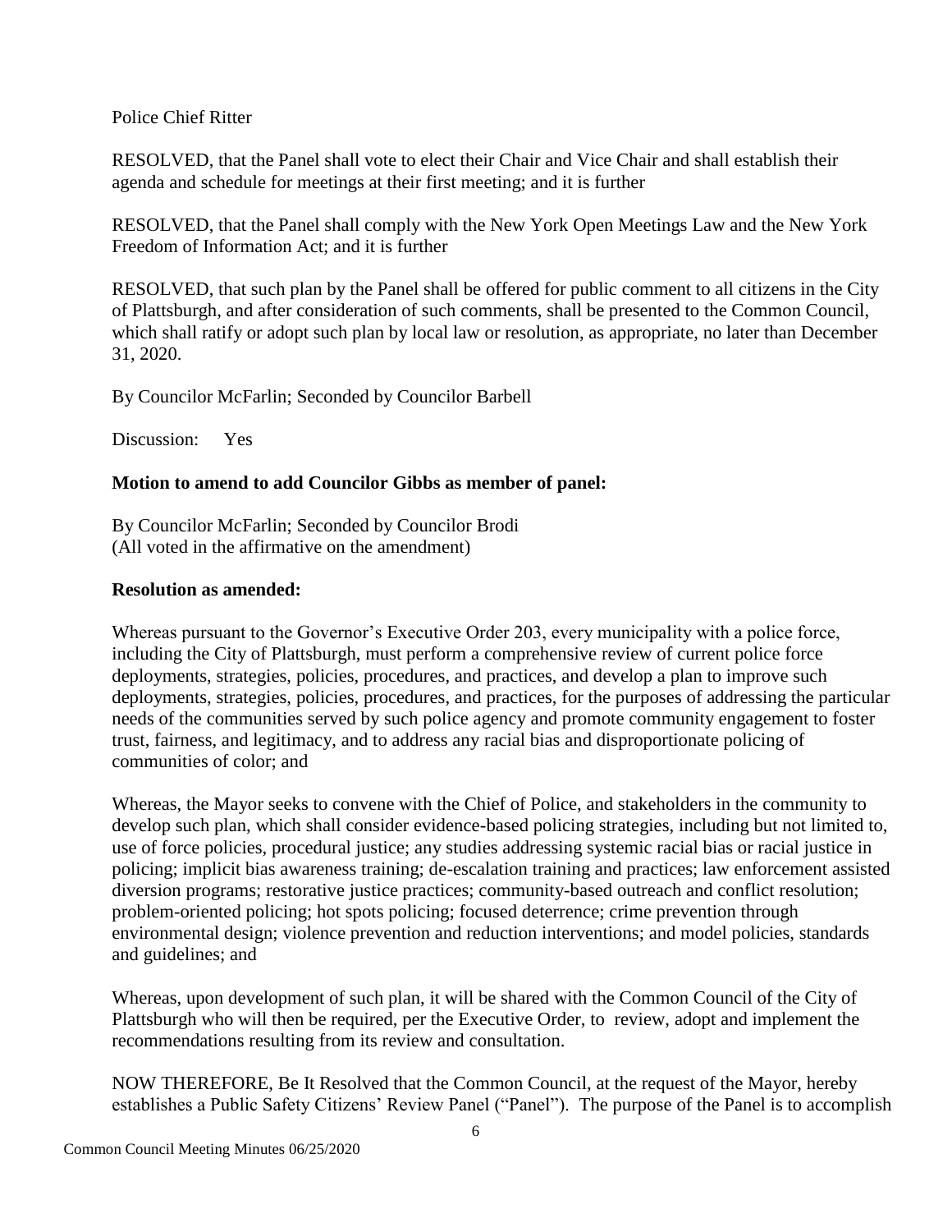Police Chief Ritter

RESOLVED, that the Panel shall vote to elect their Chair and Vice Chair and shall establish their agenda and schedule for meetings at their first meeting; and it is further

RESOLVED, that the Panel shall comply with the New York Open Meetings Law and the New York Freedom of Information Act; and it is further

RESOLVED, that such plan by the Panel shall be offered for public comment to all citizens in the City of Plattsburgh, and after consideration of such comments, shall be presented to the Common Council, which shall ratify or adopt such plan by local law or resolution, as appropriate, no later than December 31, 2020.

By Councilor McFarlin; Seconded by Councilor Barbell

Discussion: Yes

**Motion to amend to add Councilor Gibbs as member of panel:**

By Councilor McFarlin; Seconded by Councilor Brodi
(All voted in the affirmative on the amendment)

**Resolution as amended:**

Whereas pursuant to the Governor's Executive Order 203, every municipality with a police force, including the City of Plattsburgh, must perform a comprehensive review of current police force deployments, strategies, policies, procedures, and practices, and develop a plan to improve such deployments, strategies, policies, procedures, and practices, for the purposes of addressing the particular needs of the communities served by such police agency and promote community engagement to foster trust, fairness, and legitimacy, and to address any racial bias and disproportionate policing of communities of color; and

Whereas, the Mayor seeks to convene with the Chief of Police, and stakeholders in the community to develop such plan, which shall consider evidence-based policing strategies, including but not limited to, use of force policies, procedural justice; any studies addressing systemic racial bias or racial justice in policing; implicit bias awareness training; de-escalation training and practices; law enforcement assisted diversion programs; restorative justice practices; community-based outreach and conflict resolution; problem-oriented policing; hot spots policing; focused deterrence; crime prevention through environmental design; violence prevention and reduction interventions; and model policies, standards and guidelines; and

Whereas, upon development of such plan, it will be shared with the Common Council of the City of Plattsburgh who will then be required, per the Executive Order, to review, adopt and implement the recommendations resulting from its review and consultation.

NOW THEREFORE, Be It Resolved that the Common Council, at the request of the Mayor, hereby establishes a Public Safety Citizens' Review Panel ("Panel"). The purpose of the Panel is to accomplish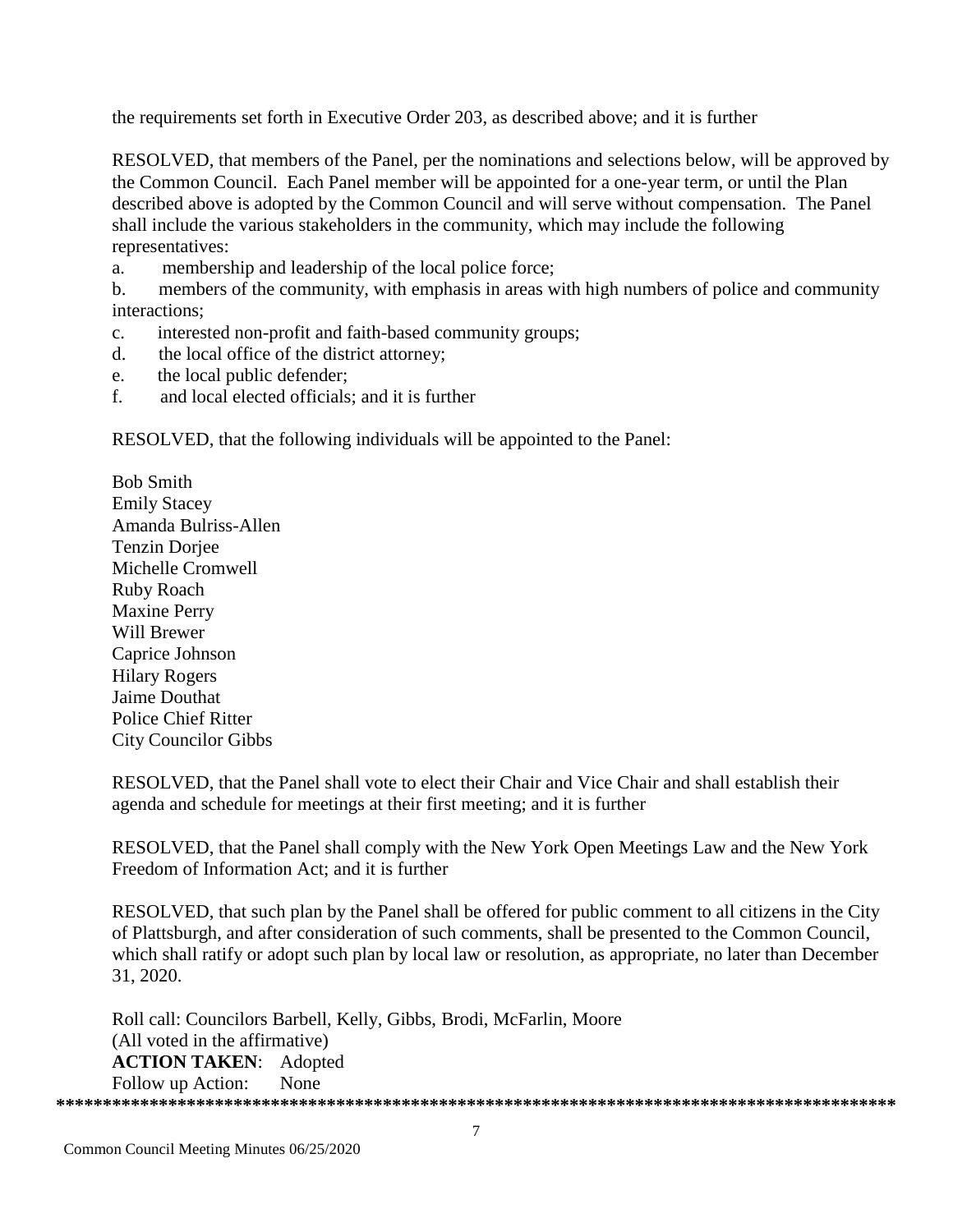the requirements set forth in Executive Order 203, as described above; and it is further

RESOLVED, that members of the Panel, per the nominations and selections below, will be approved by the Common Council. Each Panel member will be appointed for a one-year term, or until the Plan described above is adopted by the Common Council and will serve without compensation. The Panel shall include the various stakeholders in the community, which may include the following representatives:

a. membership and leadership of the local police force;
b. members of the community, with emphasis in areas with high numbers of police and community interactions;
c. interested non-profit and faith-based community groups;
d. the local office of the district attorney;
e. the local public defender;
f. and local elected officials; and it is further

RESOLVED, that the following individuals will be appointed to the Panel:

Bob Smith
Emily Stacey
Amanda Bulriss-Allen
Tenzin Dorjee
Michelle Cromwell
Ruby Roach
Maxine Perry
Will Brewer
Caprice Johnson
Hilary Rogers
Jaime Douthat
Police Chief Ritter
City Councilor Gibbs

RESOLVED, that the Panel shall vote to elect their Chair and Vice Chair and shall establish their agenda and schedule for meetings at their first meeting; and it is further

RESOLVED, that the Panel shall comply with the New York Open Meetings Law and the New York Freedom of Information Act; and it is further

RESOLVED, that such plan by the Panel shall be offered for public comment to all citizens in the City of Plattsburgh, and after consideration of such comments, shall be presented to the Common Council, which shall ratify or adopt such plan by local law or resolution, as appropriate, no later than December 31, 2020.

Roll call: Councilors Barbell, Kelly, Gibbs, Brodi, McFarlin, Moore
(All voted in the affirmative)
**ACTION TAKEN**: Adopted
Follow up Action: None

*******************************************************************************************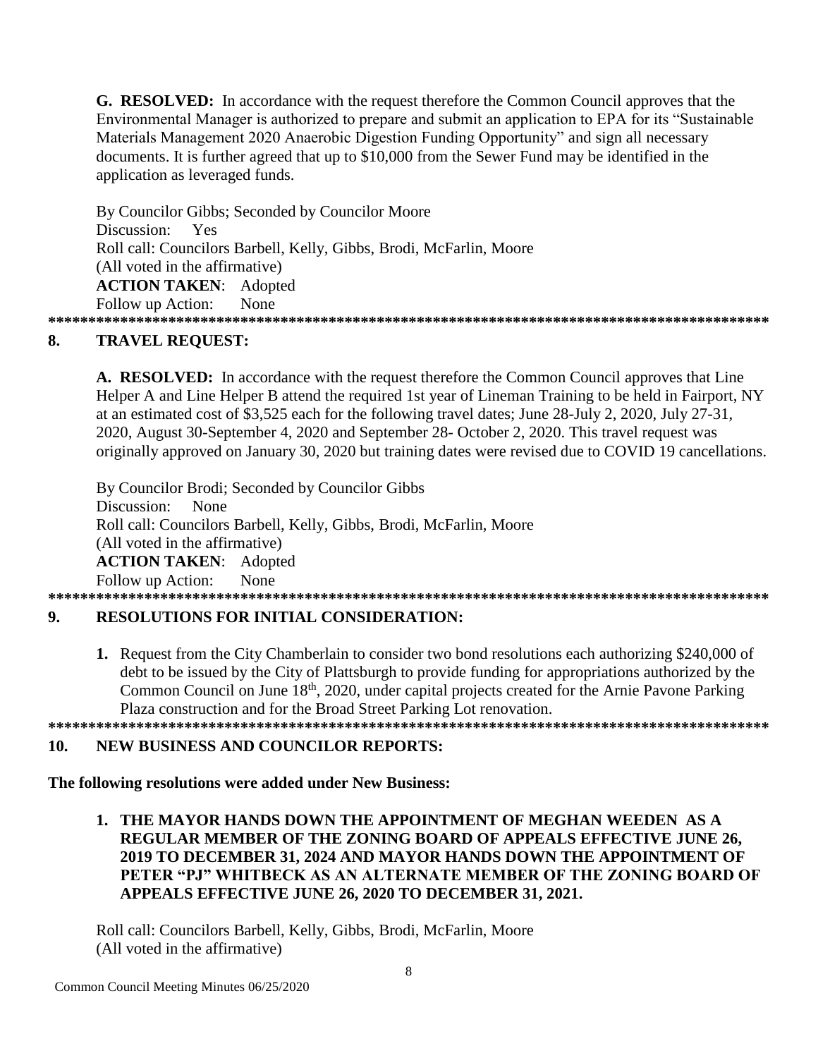**G. RESOLVED:** In accordance with the request therefore the Common Council approves that the Environmental Manager is authorized to prepare and submit an application to EPA for its "Sustainable Materials Management 2020 Anaerobic Digestion Funding Opportunity" and sign all necessary documents. It is further agreed that up to $10,000 from the Sewer Fund may be identified in the application as leveraged funds.

By Councilor Gibbs; Seconded by Councilor Moore
Discussion: Yes
Roll call: Councilors Barbell, Kelly, Gibbs, Brodi, McFarlin, Moore
(All voted in the affirmative)
**ACTION TAKEN**: Adopted
Follow up Action: None

*******************************************************************************************

## 8. TRAVEL REQUEST:

**A. RESOLVED:** In accordance with the request therefore the Common Council approves that Line Helper A and Line Helper B attend the required 1st year of Lineman Training to be held in Fairport, NY at an estimated cost of $3,525 each for the following travel dates; June 28-July 2, 2020, July 27-31, 2020, August 30-September 4, 2020 and September 28- October 2, 2020. This travel request was originally approved on January 30, 2020 but training dates were revised due to COVID 19 cancellations.

By Councilor Brodi; Seconded by Councilor Gibbs
Discussion: None
Roll call: Councilors Barbell, Kelly, Gibbs, Brodi, McFarlin, Moore
(All voted in the affirmative)
**ACTION TAKEN**: Adopted
Follow up Action: None

*******************************************************************************************

## 9. RESOLUTIONS FOR INITIAL CONSIDERATION:

1. Request from the City Chamberlain to consider two bond resolutions each authorizing $240,000 of debt to be issued by the City of Plattsburgh to provide funding for appropriations authorized by the Common Council on June 18th, 2020, under capital projects created for the Arnie Pavone Parking Plaza construction and for the Broad Street Parking Lot renovation.

*******************************************************************************************

## 10. NEW BUSINESS AND COUNCILOR REPORTS:

**The following resolutions were added under New Business:**

1. **THE MAYOR HANDS DOWN THE APPOINTMENT OF MEGHAN WEEDEN AS A REGULAR MEMBER OF THE ZONING BOARD OF APPEALS EFFECTIVE JUNE 26, 2019 TO DECEMBER 31, 2024 AND MAYOR HANDS DOWN THE APPOINTMENT OF PETER "PJ" WHITBECK AS AN ALTERNATE MEMBER OF THE ZONING BOARD OF APPEALS EFFECTIVE JUNE 26, 2020 TO DECEMBER 31, 2021.**

Roll call: Councilors Barbell, Kelly, Gibbs, Brodi, McFarlin, Moore
(All voted in the affirmative)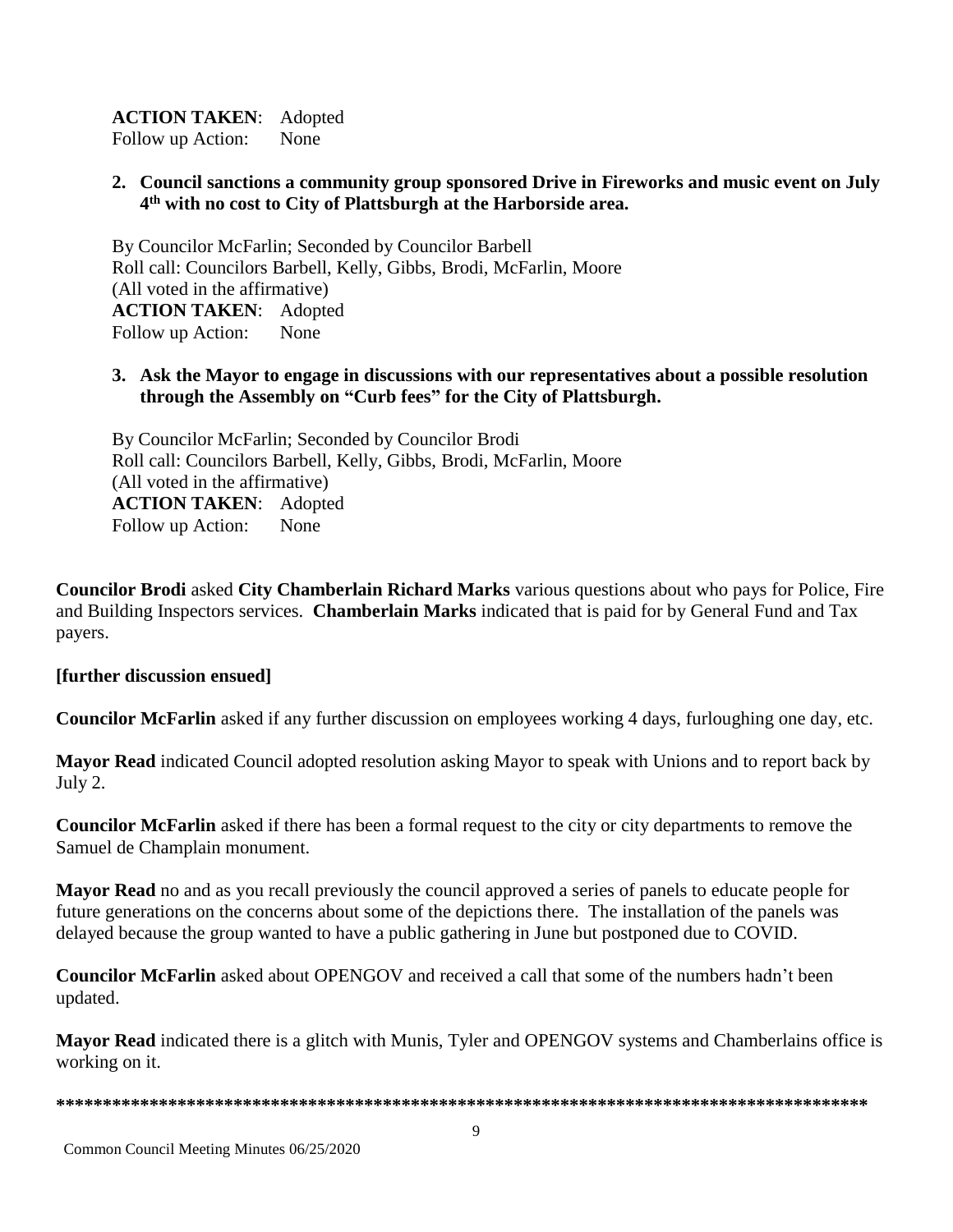**ACTION TAKEN**: Adopted
Follow up Action: None

2. **Council sanctions a community group sponsored Drive in Fireworks and music event on July 4th with no cost to City of Plattsburgh at the Harborside area.**

   By Councilor McFarlin; Seconded by Councilor Barbell
   Roll call: Councilors Barbell, Kelly, Gibbs, Brodi, McFarlin, Moore
   (All voted in the affirmative)
   **ACTION TAKEN**: Adopted
   Follow up Action: None

3. **Ask the Mayor to engage in discussions with our representatives about a possible resolution through the Assembly on "Curb fees" for the City of Plattsburgh.**

   By Councilor McFarlin; Seconded by Councilor Brodi
   Roll call: Councilors Barbell, Kelly, Gibbs, Brodi, McFarlin, Moore
   (All voted in the affirmative)
   **ACTION TAKEN**: Adopted
   Follow up Action: None

**Councilor Brodi** asked **City Chamberlain Richard Marks** various questions about who pays for Police, Fire and Building Inspectors services. **Chamberlain Marks** indicated that is paid for by General Fund and Tax payers.

**[further discussion ensued]**

**Councilor McFarlin** asked if any further discussion on employees working 4 days, furloughing one day, etc.

**Mayor Read** indicated Council adopted resolution asking Mayor to speak with Unions and to report back by July 2.

**Councilor McFarlin** asked if there has been a formal request to the city or city departments to remove the Samuel de Champlain monument.

**Mayor Read** no and as you recall previously the council approved a series of panels to educate people for future generations on the concerns about some of the depictions there. The installation of the panels was delayed because the group wanted to have a public gathering in June but postponed due to COVID.

**Councilor McFarlin** asked about OPENGOV and received a call that some of the numbers hadn't been updated.

**Mayor Read** indicated there is a glitch with Munis, Tyler and OPENGOV systems and Chamberlains office is working on it.

**************************************************************************************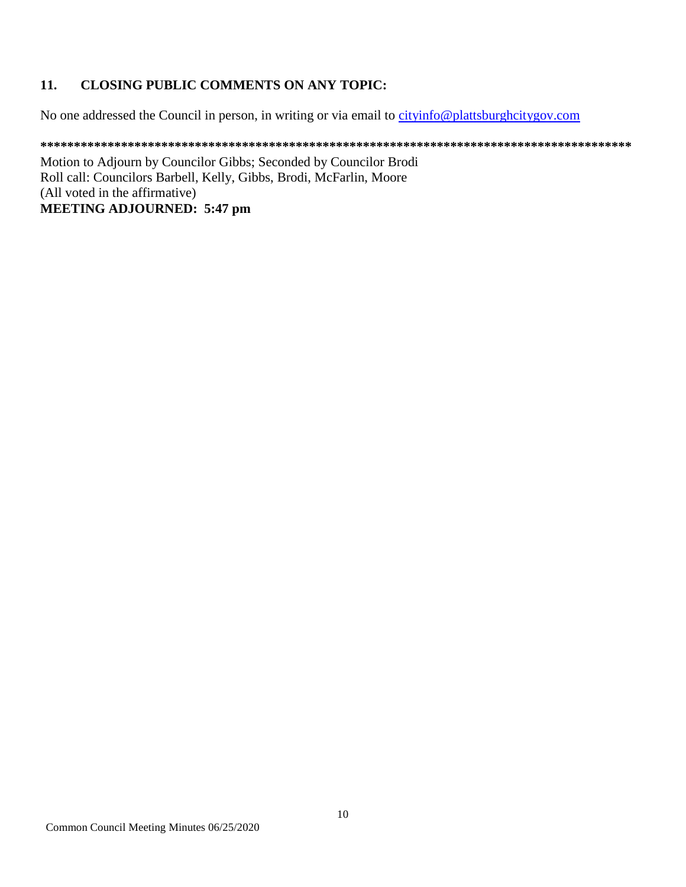## 11. CLOSING PUBLIC COMMENTS ON ANY TOPIC:

No one addressed the Council in person, in writing or via email to cityinfo@plattsburghcitygov.com

**\*\*\*\*\*\*\*\*\*\*\*\*\*\*\*\*\*\*\*\*\*\*\*\*\*\*\*\*\*\*\*\*\*\*\*\*\*\*\*\*\*\*\*\*\*\*\*\*\*\*\*\*\*\*\*\*\*\*\*\*\*\*\*\*\*\*\*\*\*\*\*\*\*\*\*\*\*\*\*\*\*\*\*\*\*\*\*\*\*\*\***

Motion to Adjourn by Councilor Gibbs; Seconded by Councilor Brodi
Roll call: Councilors Barbell, Kelly, Gibbs, Brodi, McFarlin, Moore
(All voted in the affirmative)
**MEETING ADJOURNED: 5:47 pm**